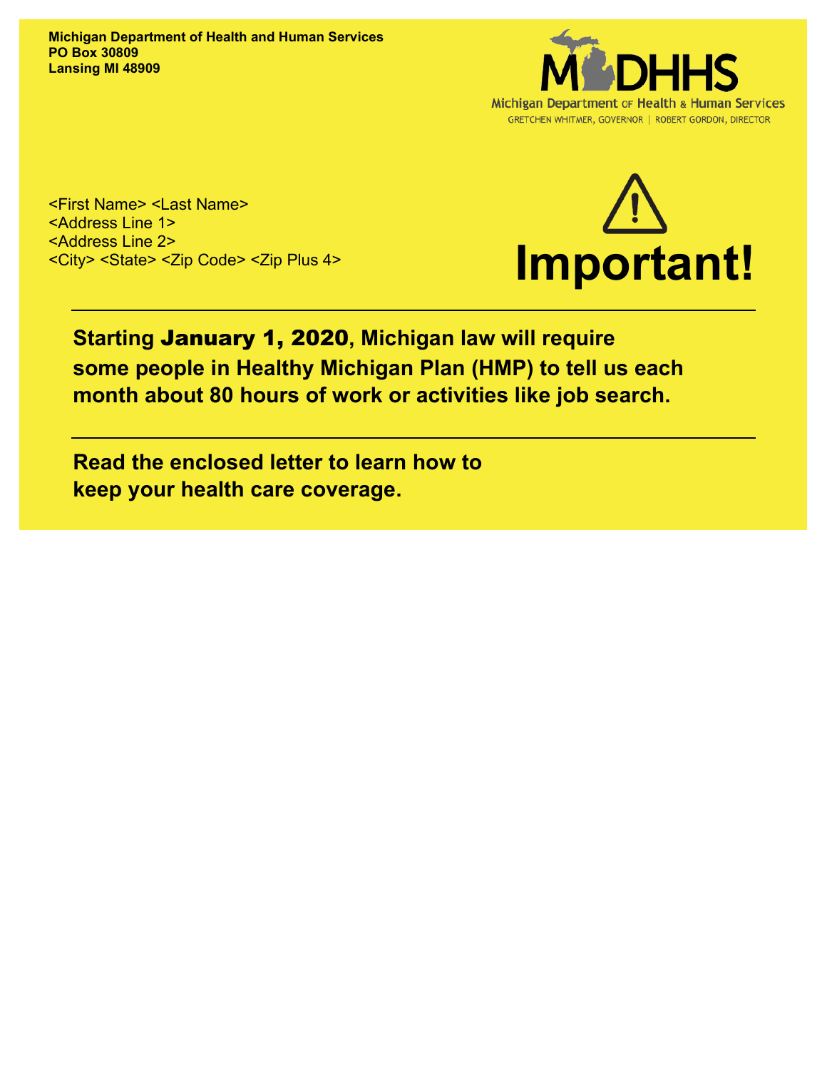**Michigan Department of Health and Human Services**
**PO Box 30809**
**Lansing MI 48909**

MDHHS
Michigan Department of Health & Human Services
GRETCHEN WHITMER, GOVERNOR | ROBERT GORDON, DIRECTOR

<First Name> <Last Name>
<Address Line 1>
<Address Line 2>
<City> <State> <Zip Code> <Zip Plus 4>

# ⚠ Important!

---

**Starting January 1, 2020, Michigan law will require some people in Healthy Michigan Plan (HMP) to tell us each month about 80 hours of work or activities like job search.**

---

**Read the enclosed letter to learn how to keep your health care coverage.**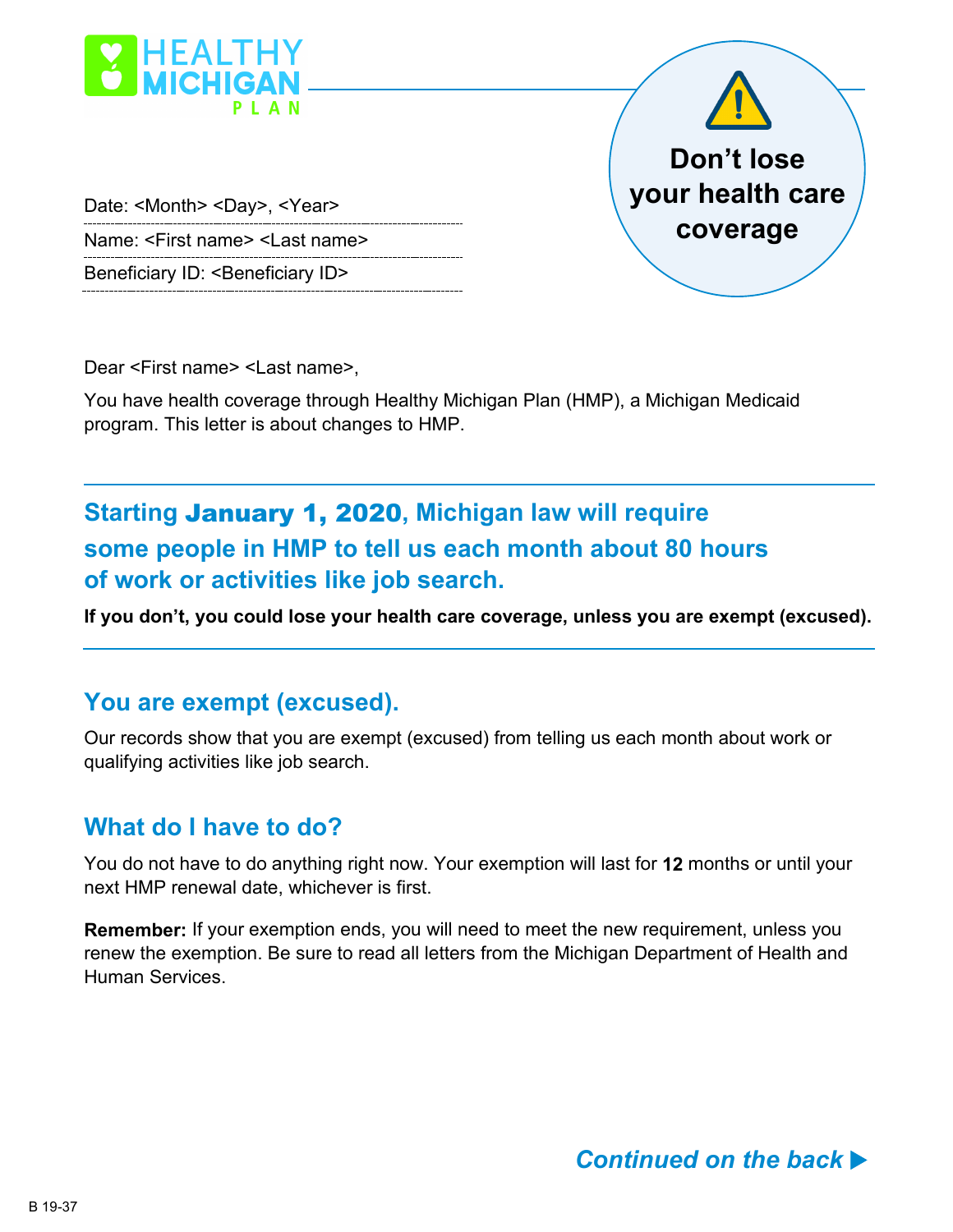HEALTHY MICHIGAN PLAN

**Don't lose your health care coverage**

Date: <Month> <Day>, <Year>

Name: <First name> <Last name>

Beneficiary ID: <Beneficiary ID>

Dear <First name> <Last name>,

You have health coverage through Healthy Michigan Plan (HMP), a Michigan Medicaid program. This letter is about changes to HMP.

## Starting January 1, 2020, Michigan law will require some people in HMP to tell us each month about 80 hours of work or activities like job search.

**If you don't, you could lose your health care coverage, unless you are exempt (excused).**

## You are exempt (excused).

Our records show that you are exempt (excused) from telling us each month about work or qualifying activities like job search.

## What do I have to do?

You do not have to do anything right now. Your exemption will last for **12** months or until your next HMP renewal date, whichever is first.

**Remember:** If your exemption ends, you will need to meet the new requirement, unless you renew the exemption. Be sure to read all letters from the Michigan Department of Health and Human Services.

***Continued on the back ▶***

B 19-37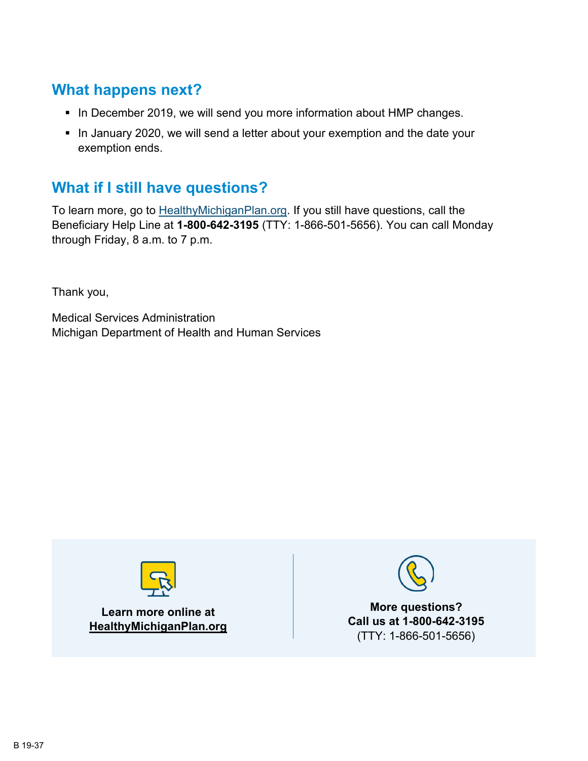## What happens next?

- In December 2019, we will send you more information about HMP changes.
- In January 2020, we will send a letter about your exemption and the date your exemption ends.

## What if I still have questions?

To learn more, go to HealthyMichiganPlan.org. If you still have questions, call the Beneficiary Help Line at **1-800-642-3195** (TTY: 1-866-501-5656). You can call Monday through Friday, 8 a.m. to 7 p.m.

Thank you,

Medical Services Administration
Michigan Department of Health and Human Services

**Learn more online at HealthyMichiganPlan.org**

**More questions?**
**Call us at 1-800-642-3195**
(TTY: 1-866-501-5656)

B 19-37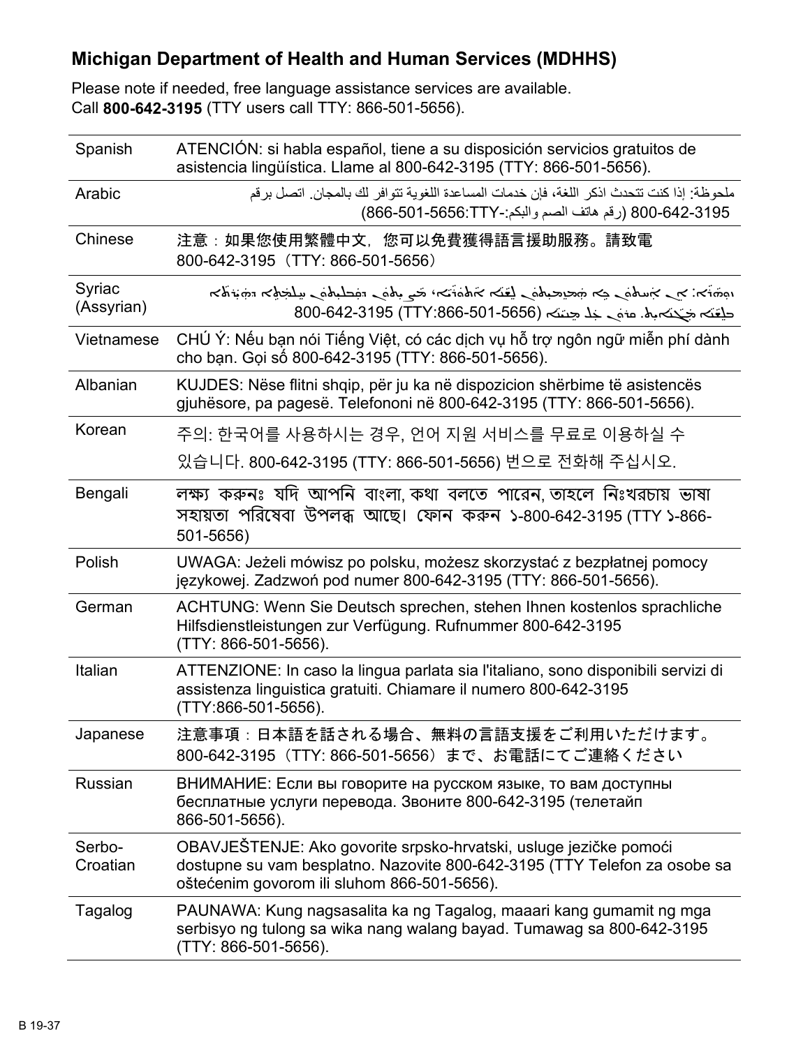## Michigan Department of Health and Human Services (MDHHS)

Please note if needed, free language assistance services are available.
Call **800-642-3195** (TTY users call TTY: 866-501-5656).

| | |
|---|---|
| Spanish | ATENCIÓN: si habla español, tiene a su disposición servicios gratuitos de asistencia lingüística. Llame al 800-642-3195 (TTY: 866-501-5656). |
| Arabic | ملحوظة: إذا كنت تتحدث اذكر اللغة، فإن خدمات المساعدة اللغوية تتوافر لك بالمجان. اتصل برقم 800-642-3195 (رقم هاتف الصم والبكم:-TTY:866-501-5656) |
| Chinese | 注意：如果您使用繁體中文，您可以免費獲得語言援助服務。請致電 800-642-3195（TTY: 866-501-5656） |
| Syriac (Assyrian) | ܙܘܗܪܐ: ܐܢ ܐܢܬ ܡܡܠܠܬ ܠܫܢܐ ܐܬܘܪܝܐ، ܟܐ ܡܨܝܬ ܕܡܦܠܚܬ ܚܠܡ̈ܬܐ ܕܗܝܪܬܐ ܒܠܫܢܐ ܡܓܢܐܝܬ. ܩܪܝ ܥܠ ܡܢܝܢܐ 800-642-3195 (TTY:866-501-5656) |
| Vietnamese | CHÚ Ý: Nếu bạn nói Tiếng Việt, có các dịch vụ hỗ trợ ngôn ngữ miễn phí dành cho bạn. Gọi số 800-642-3195 (TTY: 866-501-5656). |
| Albanian | KUJDES: Nëse flitni shqip, për ju ka në dispozicion shërbime të asistencës gjuhësore, pa pagesë. Telefononi në 800-642-3195 (TTY: 866-501-5656). |
| Korean | 주의: 한국어를 사용하시는 경우, 언어 지원 서비스를 무료로 이용하실 수 있습니다. 800-642-3195 (TTY: 866-501-5656) 번으로 전화해 주십시오. |
| Bengali | লক্ষ্য করুনঃ যদি আপনি বাংলা, কথা বলতে পারেন, তাহলে নিঃখরচায় ভাষা সহায়তা পরিষেবা উপলব্ধ আছে। ফোন করুন ১-800-642-3195 (TTY ১-866-501-5656) |
| Polish | UWAGA: Jeżeli mówisz po polsku, możesz skorzystać z bezpłatnej pomocy językowej. Zadzwoń pod numer 800-642-3195 (TTY: 866-501-5656). |
| German | ACHTUNG: Wenn Sie Deutsch sprechen, stehen Ihnen kostenlos sprachliche Hilfsdienstleistungen zur Verfügung. Rufnummer 800-642-3195 (TTY: 866-501-5656). |
| Italian | ATTENZIONE: In caso la lingua parlata sia l'italiano, sono disponibili servizi di assistenza linguistica gratuiti. Chiamare il numero 800-642-3195 (TTY:866-501-5656). |
| Japanese | 注意事項：日本語を話される場合、無料の言語支援をご利用いただけます。800-642-3195（TTY: 866-501-5656）まで、お電話にてご連絡ください |
| Russian | ВНИМАНИЕ: Если вы говорите на русском языке, то вам доступны бесплатные услуги перевода. Звоните 800-642-3195 (телетайп 866-501-5656). |
| Serbo-Croatian | OBAVJEŠTENJE: Ako govorite srpsko-hrvatski, usluge jezičke pomoći dostupne su vam besplatno. Nazovite 800-642-3195 (TTY Telefon za osobe sa oštećenim govorom ili sluhom 866-501-5656). |
| Tagalog | PAUNAWA: Kung nagsasalita ka ng Tagalog, maaari kang gumamit ng mga serbisyo ng tulong sa wika nang walang bayad. Tumawag sa 800-642-3195 (TTY: 866-501-5656). |

B 19-37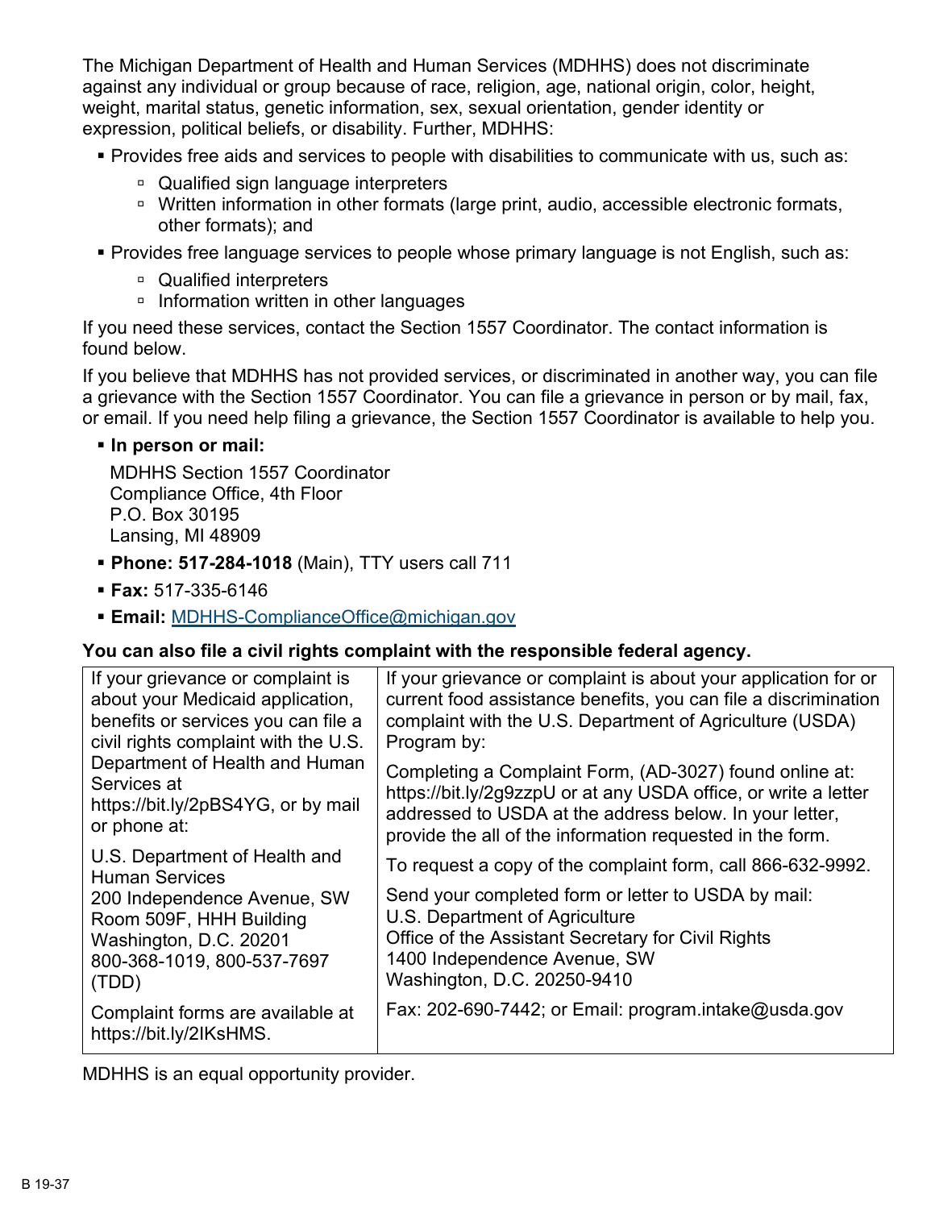The Michigan Department of Health and Human Services (MDHHS) does not discriminate against any individual or group because of race, religion, age, national origin, color, height, weight, marital status, genetic information, sex, sexual orientation, gender identity or expression, political beliefs, or disability. Further, MDHHS:

- Provides free aids and services to people with disabilities to communicate with us, such as:
  - Qualified sign language interpreters
  - Written information in other formats (large print, audio, accessible electronic formats, other formats); and
- Provides free language services to people whose primary language is not English, such as:
  - Qualified interpreters
  - Information written in other languages

If you need these services, contact the Section 1557 Coordinator. The contact information is found below.

If you believe that MDHHS has not provided services, or discriminated in another way, you can file a grievance with the Section 1557 Coordinator. You can file a grievance in person or by mail, fax, or email. If you need help filing a grievance, the Section 1557 Coordinator is available to help you.

- **In person or mail:**

  MDHHS Section 1557 Coordinator
  Compliance Office, 4th Floor
  P.O. Box 30195
  Lansing, MI 48909
- **Phone: 517-284-1018** (Main), TTY users call 711
- **Fax:** 517-335-6146
- **Email:** MDHHS-ComplianceOffice@michigan.gov

**You can also file a civil rights complaint with the responsible federal agency.**

| | |
|---|---|
| If your grievance or complaint is about your Medicaid application, benefits or services you can file a civil rights complaint with the U.S. Department of Health and Human Services at https://bit.ly/2pBS4YG, or by mail or phone at:<br><br>U.S. Department of Health and Human Services<br>200 Independence Avenue, SW<br>Room 509F, HHH Building<br>Washington, D.C. 20201<br>800-368-1019, 800-537-7697 (TDD)<br><br>Complaint forms are available at https://bit.ly/2IKsHMS. | If your grievance or complaint is about your application for or current food assistance benefits, you can file a discrimination complaint with the U.S. Department of Agriculture (USDA) Program by:<br><br>Completing a Complaint Form, (AD-3027) found online at: https://bit.ly/2g9zzpU or at any USDA office, or write a letter addressed to USDA at the address below. In your letter, provide the all of the information requested in the form.<br><br>To request a copy of the complaint form, call 866-632-9992.<br><br>Send your completed form or letter to USDA by mail:<br>U.S. Department of Agriculture<br>Office of the Assistant Secretary for Civil Rights<br>1400 Independence Avenue, SW<br>Washington, D.C. 20250-9410<br><br>Fax: 202-690-7442; or Email: program.intake@usda.gov |

MDHHS is an equal opportunity provider.

B 19-37